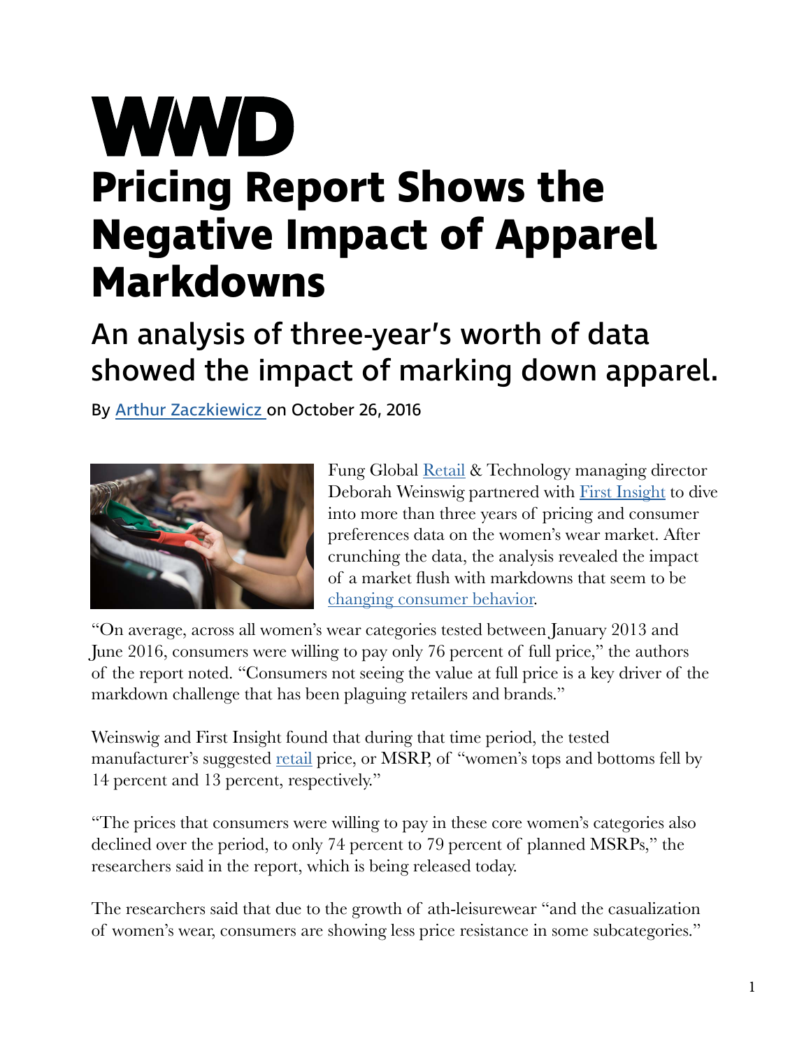# WWD

# Pricing Report Shows the Negative Impact of Apparel Markdowns

## An analysis of three-year's worth of data showed the impact of marking down apparel.

By Arthur Zaczkiewicz on October 26, 2016

Fung Global Retail & Technology managing director Deborah Weinswig partnered with First Insight to dive into more than three years of pricing and consumer preferences data on the women's wear market. After crunching the data, the analysis revealed the impact of a market flush with markdowns that seem to be changing consumer behavior.

"On average, across all women's wear categories tested between January 2013 and June 2016, consumers were willing to pay only 76 percent of full price," the authors of the report noted. "Consumers not seeing the value at full price is a key driver of the markdown challenge that has been plaguing retailers and brands."

Weinswig and First Insight found that during that time period, the tested manufacturer's suggested retail price, or MSRP, of "women's tops and bottoms fell by 14 percent and 13 percent, respectively."

"The prices that consumers were willing to pay in these core women's categories also declined over the period, to only 74 percent to 79 percent of planned MSRPs," the researchers said in the report, which is being released today.

The researchers said that due to the growth of ath-leisurewear "and the casualization of women's wear, consumers are showing less price resistance in some subcategories."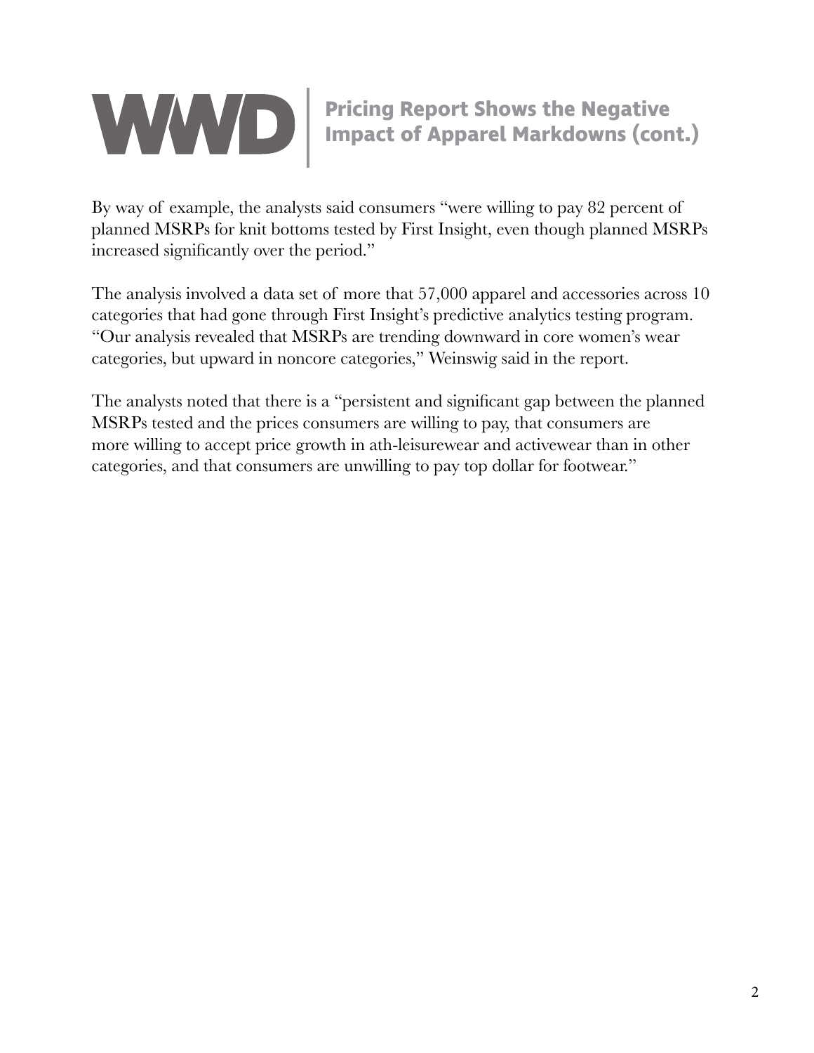By way of example, the analysts said consumers "were willing to pay 82 percent of planned MSRPs for knit bottoms tested by First Insight, even though planned MSRPs increased significantly over the period."

The analysis involved a data set of more that 57,000 apparel and accessories across 10 categories that had gone through First Insight's predictive analytics testing program. "Our analysis revealed that MSRPs are trending downward in core women's wear categories, but upward in noncore categories," Weinswig said in the report.

The analysts noted that there is a "persistent and significant gap between the planned MSRPs tested and the prices consumers are willing to pay, that consumers are more willing to accept price growth in ath-leisurewear and activewear than in other categories, and that consumers are unwilling to pay top dollar for footwear."